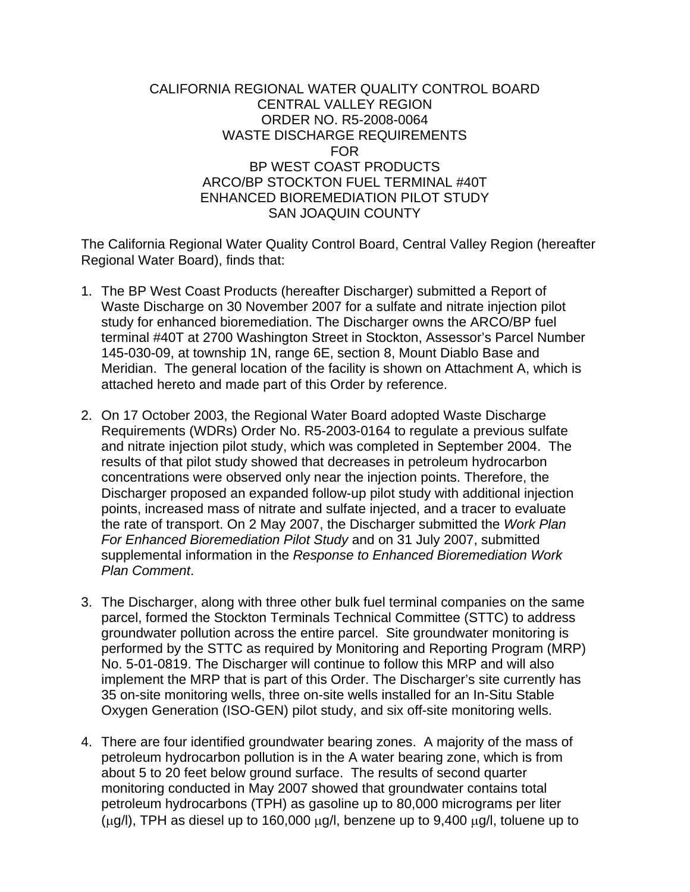CALIFORNIA REGIONAL WATER QUALITY CONTROL BOARD
CENTRAL VALLEY REGION
ORDER NO. R5-2008-0064
WASTE DISCHARGE REQUIREMENTS
FOR
BP WEST COAST PRODUCTS
ARCO/BP STOCKTON FUEL TERMINAL #40T
ENHANCED BIOREMEDIATION PILOT STUDY
SAN JOAQUIN COUNTY

The California Regional Water Quality Control Board, Central Valley Region (hereafter Regional Water Board), finds that:

1. The BP West Coast Products (hereafter Discharger) submitted a Report of Waste Discharge on 30 November 2007 for a sulfate and nitrate injection pilot study for enhanced bioremediation. The Discharger owns the ARCO/BP fuel terminal #40T at 2700 Washington Street in Stockton, Assessor's Parcel Number 145-030-09, at township 1N, range 6E, section 8, Mount Diablo Base and Meridian. The general location of the facility is shown on Attachment A, which is attached hereto and made part of this Order by reference.

2. On 17 October 2003, the Regional Water Board adopted Waste Discharge Requirements (WDRs) Order No. R5-2003-0164 to regulate a previous sulfate and nitrate injection pilot study, which was completed in September 2004. The results of that pilot study showed that decreases in petroleum hydrocarbon concentrations were observed only near the injection points. Therefore, the Discharger proposed an expanded follow-up pilot study with additional injection points, increased mass of nitrate and sulfate injected, and a tracer to evaluate the rate of transport. On 2 May 2007, the Discharger submitted the *Work Plan For Enhanced Bioremediation Pilot Study* and on 31 July 2007, submitted supplemental information in the *Response to Enhanced Bioremediation Work Plan Comment*.

3. The Discharger, along with three other bulk fuel terminal companies on the same parcel, formed the Stockton Terminals Technical Committee (STTC) to address groundwater pollution across the entire parcel. Site groundwater monitoring is performed by the STTC as required by Monitoring and Reporting Program (MRP) No. 5-01-0819. The Discharger will continue to follow this MRP and will also implement the MRP that is part of this Order. The Discharger's site currently has 35 on-site monitoring wells, three on-site wells installed for an In-Situ Stable Oxygen Generation (ISO-GEN) pilot study, and six off-site monitoring wells.

4. There are four identified groundwater bearing zones. A majority of the mass of petroleum hydrocarbon pollution is in the A water bearing zone, which is from about 5 to 20 feet below ground surface. The results of second quarter monitoring conducted in May 2007 showed that groundwater contains total petroleum hydrocarbons (TPH) as gasoline up to 80,000 micrograms per liter ($\mu$g/l), TPH as diesel up to 160,000 $\mu$g/l, benzene up to 9,400 $\mu$g/l, toluene up to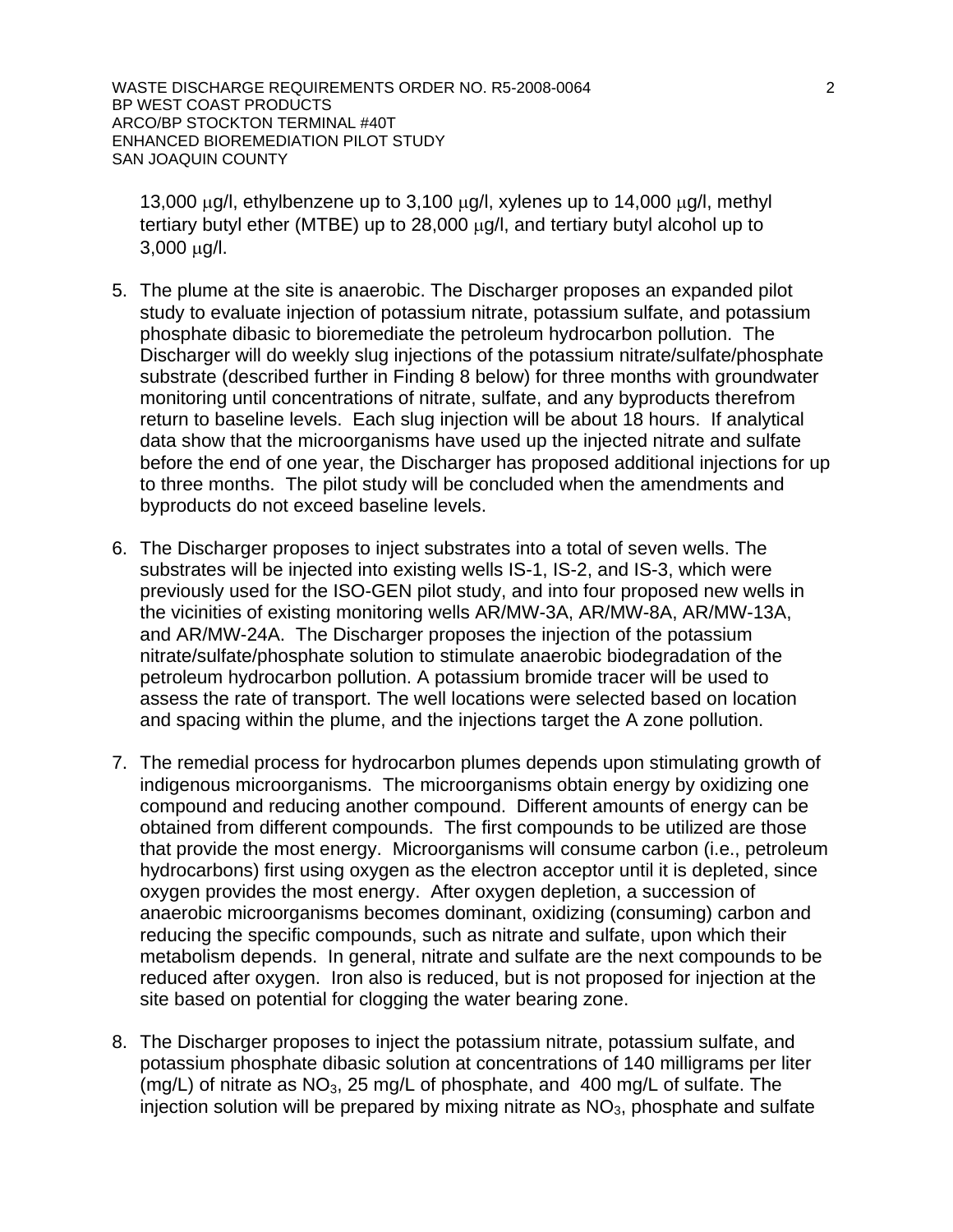13,000 μg/l, ethylbenzene up to 3,100 μg/l, xylenes up to 14,000 μg/l, methyl tertiary butyl ether (MTBE) up to 28,000 μg/l, and tertiary butyl alcohol up to 3,000 μg/l.

5. The plume at the site is anaerobic. The Discharger proposes an expanded pilot study to evaluate injection of potassium nitrate, potassium sulfate, and potassium phosphate dibasic to bioremediate the petroleum hydrocarbon pollution. The Discharger will do weekly slug injections of the potassium nitrate/sulfate/phosphate substrate (described further in Finding 8 below) for three months with groundwater monitoring until concentrations of nitrate, sulfate, and any byproducts therefrom return to baseline levels. Each slug injection will be about 18 hours. If analytical data show that the microorganisms have used up the injected nitrate and sulfate before the end of one year, the Discharger has proposed additional injections for up to three months. The pilot study will be concluded when the amendments and byproducts do not exceed baseline levels.

6. The Discharger proposes to inject substrates into a total of seven wells. The substrates will be injected into existing wells IS-1, IS-2, and IS-3, which were previously used for the ISO-GEN pilot study, and into four proposed new wells in the vicinities of existing monitoring wells AR/MW-3A, AR/MW-8A, AR/MW-13A, and AR/MW-24A. The Discharger proposes the injection of the potassium nitrate/sulfate/phosphate solution to stimulate anaerobic biodegradation of the petroleum hydrocarbon pollution. A potassium bromide tracer will be used to assess the rate of transport. The well locations were selected based on location and spacing within the plume, and the injections target the A zone pollution.

7. The remedial process for hydrocarbon plumes depends upon stimulating growth of indigenous microorganisms. The microorganisms obtain energy by oxidizing one compound and reducing another compound. Different amounts of energy can be obtained from different compounds. The first compounds to be utilized are those that provide the most energy. Microorganisms will consume carbon (i.e., petroleum hydrocarbons) first using oxygen as the electron acceptor until it is depleted, since oxygen provides the most energy. After oxygen depletion, a succession of anaerobic microorganisms becomes dominant, oxidizing (consuming) carbon and reducing the specific compounds, such as nitrate and sulfate, upon which their metabolism depends. In general, nitrate and sulfate are the next compounds to be reduced after oxygen. Iron also is reduced, but is not proposed for injection at the site based on potential for clogging the water bearing zone.

8. The Discharger proposes to inject the potassium nitrate, potassium sulfate, and potassium phosphate dibasic solution at concentrations of 140 milligrams per liter (mg/L) of nitrate as $NO_3$, 25 mg/L of phosphate, and 400 mg/L of sulfate. The injection solution will be prepared by mixing nitrate as $NO_3$, phosphate and sulfate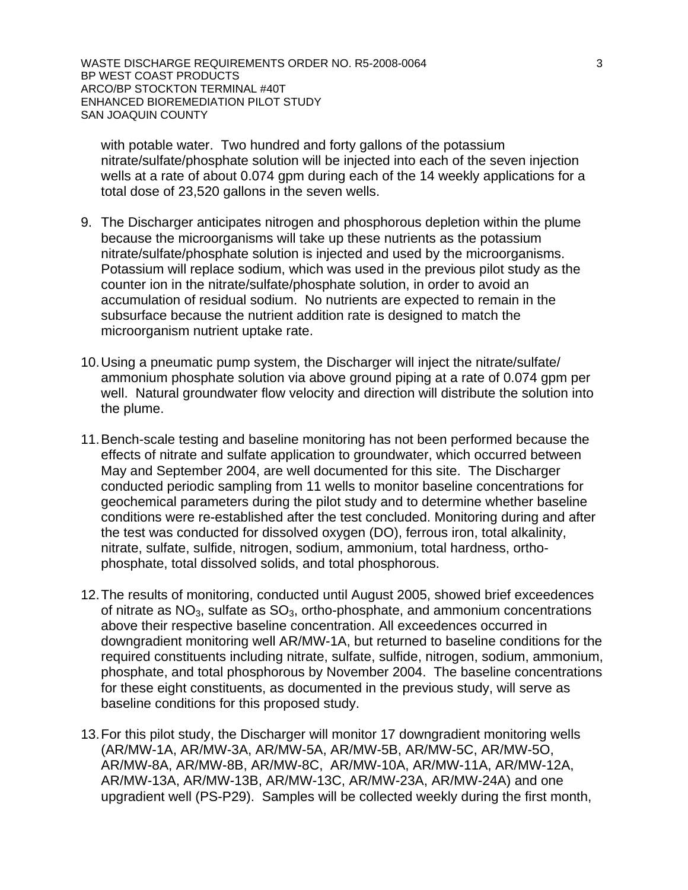with potable water. Two hundred and forty gallons of the potassium nitrate/sulfate/phosphate solution will be injected into each of the seven injection wells at a rate of about 0.074 gpm during each of the 14 weekly applications for a total dose of 23,520 gallons in the seven wells.

9. The Discharger anticipates nitrogen and phosphorous depletion within the plume because the microorganisms will take up these nutrients as the potassium nitrate/sulfate/phosphate solution is injected and used by the microorganisms. Potassium will replace sodium, which was used in the previous pilot study as the counter ion in the nitrate/sulfate/phosphate solution, in order to avoid an accumulation of residual sodium. No nutrients are expected to remain in the subsurface because the nutrient addition rate is designed to match the microorganism nutrient uptake rate.

10. Using a pneumatic pump system, the Discharger will inject the nitrate/sulfate/ ammonium phosphate solution via above ground piping at a rate of 0.074 gpm per well. Natural groundwater flow velocity and direction will distribute the solution into the plume.

11. Bench-scale testing and baseline monitoring has not been performed because the effects of nitrate and sulfate application to groundwater, which occurred between May and September 2004, are well documented for this site. The Discharger conducted periodic sampling from 11 wells to monitor baseline concentrations for geochemical parameters during the pilot study and to determine whether baseline conditions were re-established after the test concluded. Monitoring during and after the test was conducted for dissolved oxygen (DO), ferrous iron, total alkalinity, nitrate, sulfate, sulfide, nitrogen, sodium, ammonium, total hardness, ortho-phosphate, total dissolved solids, and total phosphorous.

12. The results of monitoring, conducted until August 2005, showed brief exceedences of nitrate as $NO_3$, sulfate as $SO_3$, ortho-phosphate, and ammonium concentrations above their respective baseline concentration. All exceedences occurred in downgradient monitoring well AR/MW-1A, but returned to baseline conditions for the required constituents including nitrate, sulfate, sulfide, nitrogen, sodium, ammonium, phosphate, and total phosphorous by November 2004. The baseline concentrations for these eight constituents, as documented in the previous study, will serve as baseline conditions for this proposed study.

13. For this pilot study, the Discharger will monitor 17 downgradient monitoring wells (AR/MW-1A, AR/MW-3A, AR/MW-5A, AR/MW-5B, AR/MW-5C, AR/MW-5O, AR/MW-8A, AR/MW-8B, AR/MW-8C, AR/MW-10A, AR/MW-11A, AR/MW-12A, AR/MW-13A, AR/MW-13B, AR/MW-13C, AR/MW-23A, AR/MW-24A) and one upgradient well (PS-P29). Samples will be collected weekly during the first month,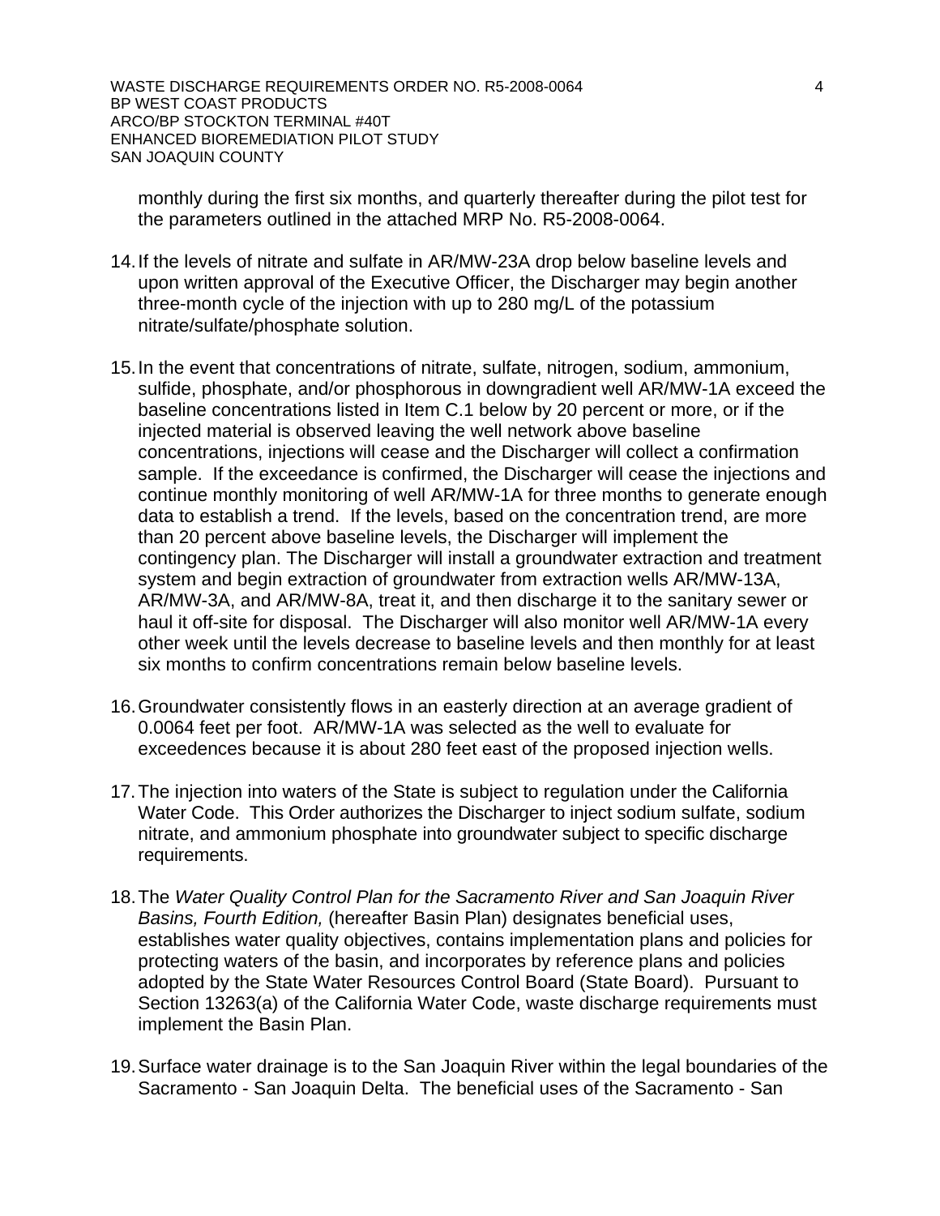monthly during the first six months, and quarterly thereafter during the pilot test for the parameters outlined in the attached MRP No. R5-2008-0064.

14. If the levels of nitrate and sulfate in AR/MW-23A drop below baseline levels and upon written approval of the Executive Officer, the Discharger may begin another three-month cycle of the injection with up to 280 mg/L of the potassium nitrate/sulfate/phosphate solution.

15. In the event that concentrations of nitrate, sulfate, nitrogen, sodium, ammonium, sulfide, phosphate, and/or phosphorous in downgradient well AR/MW-1A exceed the baseline concentrations listed in Item C.1 below by 20 percent or more, or if the injected material is observed leaving the well network above baseline concentrations, injections will cease and the Discharger will collect a confirmation sample. If the exceedance is confirmed, the Discharger will cease the injections and continue monthly monitoring of well AR/MW-1A for three months to generate enough data to establish a trend. If the levels, based on the concentration trend, are more than 20 percent above baseline levels, the Discharger will implement the contingency plan. The Discharger will install a groundwater extraction and treatment system and begin extraction of groundwater from extraction wells AR/MW-13A, AR/MW-3A, and AR/MW-8A, treat it, and then discharge it to the sanitary sewer or haul it off-site for disposal. The Discharger will also monitor well AR/MW-1A every other week until the levels decrease to baseline levels and then monthly for at least six months to confirm concentrations remain below baseline levels.

16. Groundwater consistently flows in an easterly direction at an average gradient of 0.0064 feet per foot. AR/MW-1A was selected as the well to evaluate for exceedences because it is about 280 feet east of the proposed injection wells.

17. The injection into waters of the State is subject to regulation under the California Water Code. This Order authorizes the Discharger to inject sodium sulfate, sodium nitrate, and ammonium phosphate into groundwater subject to specific discharge requirements.

18. The *Water Quality Control Plan for the Sacramento River and San Joaquin River Basins, Fourth Edition,* (hereafter Basin Plan) designates beneficial uses, establishes water quality objectives, contains implementation plans and policies for protecting waters of the basin, and incorporates by reference plans and policies adopted by the State Water Resources Control Board (State Board). Pursuant to Section 13263(a) of the California Water Code, waste discharge requirements must implement the Basin Plan.

19. Surface water drainage is to the San Joaquin River within the legal boundaries of the Sacramento - San Joaquin Delta. The beneficial uses of the Sacramento - San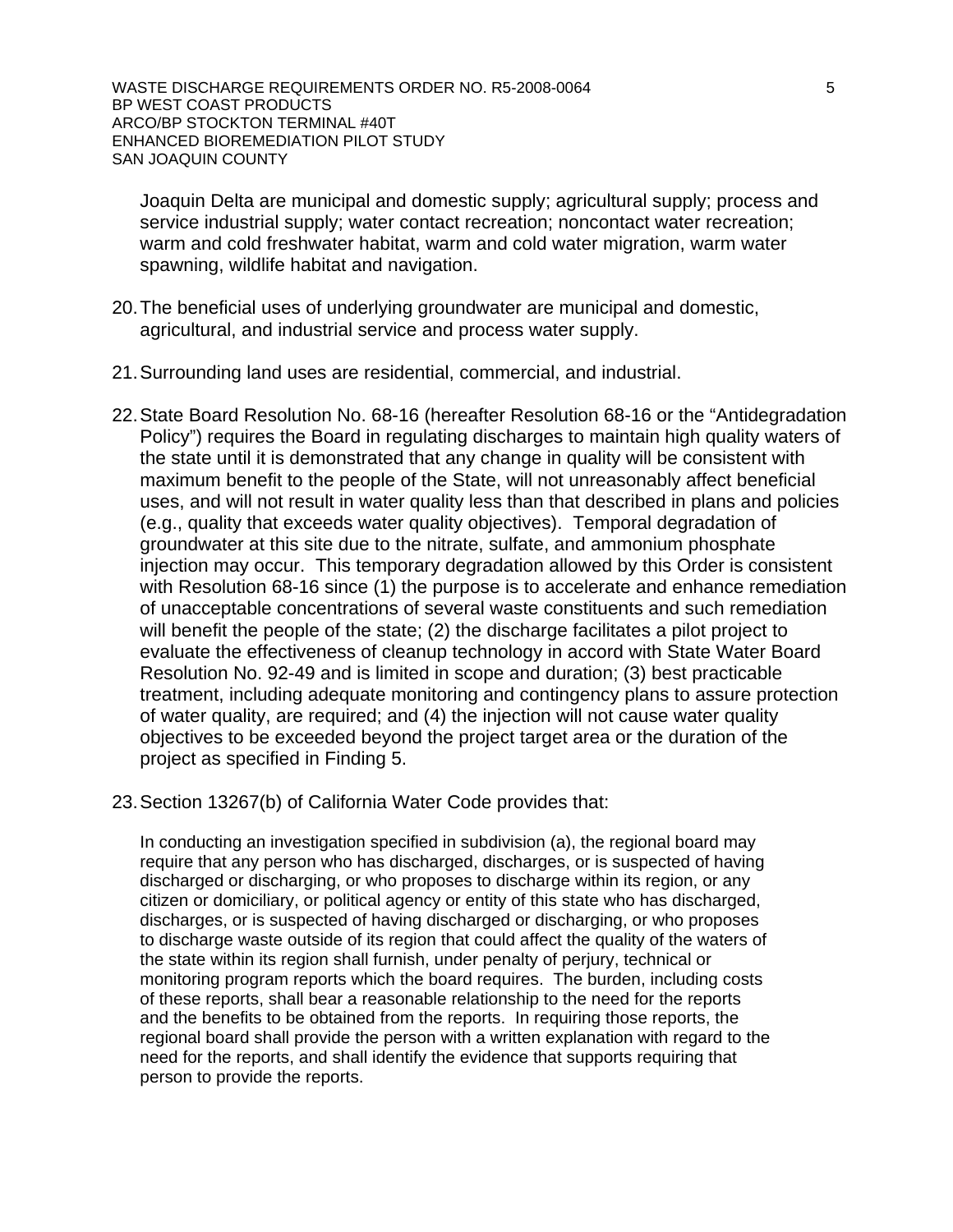Joaquin Delta are municipal and domestic supply; agricultural supply; process and service industrial supply; water contact recreation; noncontact water recreation; warm and cold freshwater habitat, warm and cold water migration, warm water spawning, wildlife habitat and navigation.

20. The beneficial uses of underlying groundwater are municipal and domestic, agricultural, and industrial service and process water supply.

21. Surrounding land uses are residential, commercial, and industrial.

22. State Board Resolution No. 68-16 (hereafter Resolution 68-16 or the "Antidegradation Policy") requires the Board in regulating discharges to maintain high quality waters of the state until it is demonstrated that any change in quality will be consistent with maximum benefit to the people of the State, will not unreasonably affect beneficial uses, and will not result in water quality less than that described in plans and policies (e.g., quality that exceeds water quality objectives). Temporal degradation of groundwater at this site due to the nitrate, sulfate, and ammonium phosphate injection may occur. This temporary degradation allowed by this Order is consistent with Resolution 68-16 since (1) the purpose is to accelerate and enhance remediation of unacceptable concentrations of several waste constituents and such remediation will benefit the people of the state; (2) the discharge facilitates a pilot project to evaluate the effectiveness of cleanup technology in accord with State Water Board Resolution No. 92-49 and is limited in scope and duration; (3) best practicable treatment, including adequate monitoring and contingency plans to assure protection of water quality, are required; and (4) the injection will not cause water quality objectives to be exceeded beyond the project target area or the duration of the project as specified in Finding 5.

23. Section 13267(b) of California Water Code provides that:

    In conducting an investigation specified in subdivision (a), the regional board may require that any person who has discharged, discharges, or is suspected of having discharged or discharging, or who proposes to discharge within its region, or any citizen or domiciliary, or political agency or entity of this state who has discharged, discharges, or is suspected of having discharged or discharging, or who proposes to discharge waste outside of its region that could affect the quality of the waters of the state within its region shall furnish, under penalty of perjury, technical or monitoring program reports which the board requires. The burden, including costs of these reports, shall bear a reasonable relationship to the need for the reports and the benefits to be obtained from the reports. In requiring those reports, the regional board shall provide the person with a written explanation with regard to the need for the reports, and shall identify the evidence that supports requiring that person to provide the reports.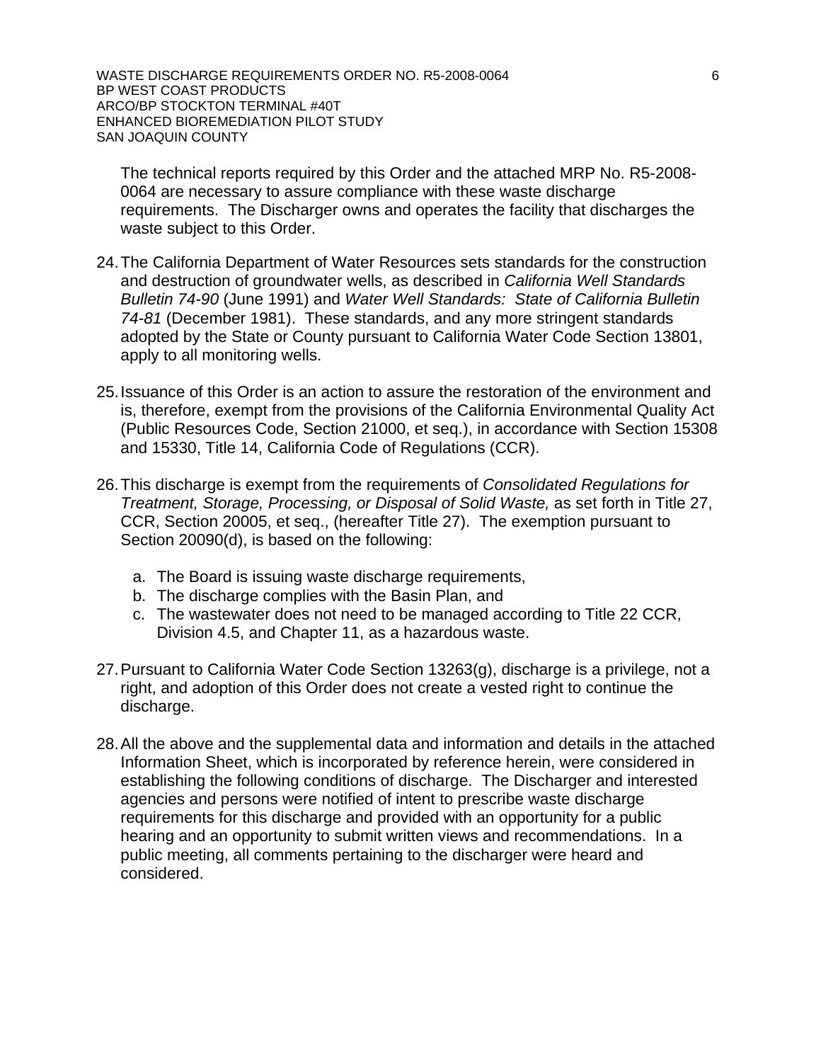The technical reports required by this Order and the attached MRP No. R5-2008-0064 are necessary to assure compliance with these waste discharge requirements. The Discharger owns and operates the facility that discharges the waste subject to this Order.

24. The California Department of Water Resources sets standards for the construction and destruction of groundwater wells, as described in *California Well Standards Bulletin 74-90* (June 1991) and *Water Well Standards: State of California Bulletin 74-81* (December 1981). These standards, and any more stringent standards adopted by the State or County pursuant to California Water Code Section 13801, apply to all monitoring wells.

25. Issuance of this Order is an action to assure the restoration of the environment and is, therefore, exempt from the provisions of the California Environmental Quality Act (Public Resources Code, Section 21000, et seq.), in accordance with Section 15308 and 15330, Title 14, California Code of Regulations (CCR).

26. This discharge is exempt from the requirements of *Consolidated Regulations for Treatment, Storage, Processing, or Disposal of Solid Waste,* as set forth in Title 27, CCR, Section 20005, et seq., (hereafter Title 27). The exemption pursuant to Section 20090(d), is based on the following:

    a. The Board is issuing waste discharge requirements,
    b. The discharge complies with the Basin Plan, and
    c. The wastewater does not need to be managed according to Title 22 CCR, Division 4.5, and Chapter 11, as a hazardous waste.

27. Pursuant to California Water Code Section 13263(g), discharge is a privilege, not a right, and adoption of this Order does not create a vested right to continue the discharge.

28. All the above and the supplemental data and information and details in the attached Information Sheet, which is incorporated by reference herein, were considered in establishing the following conditions of discharge. The Discharger and interested agencies and persons were notified of intent to prescribe waste discharge requirements for this discharge and provided with an opportunity for a public hearing and an opportunity to submit written views and recommendations. In a public meeting, all comments pertaining to the discharger were heard and considered.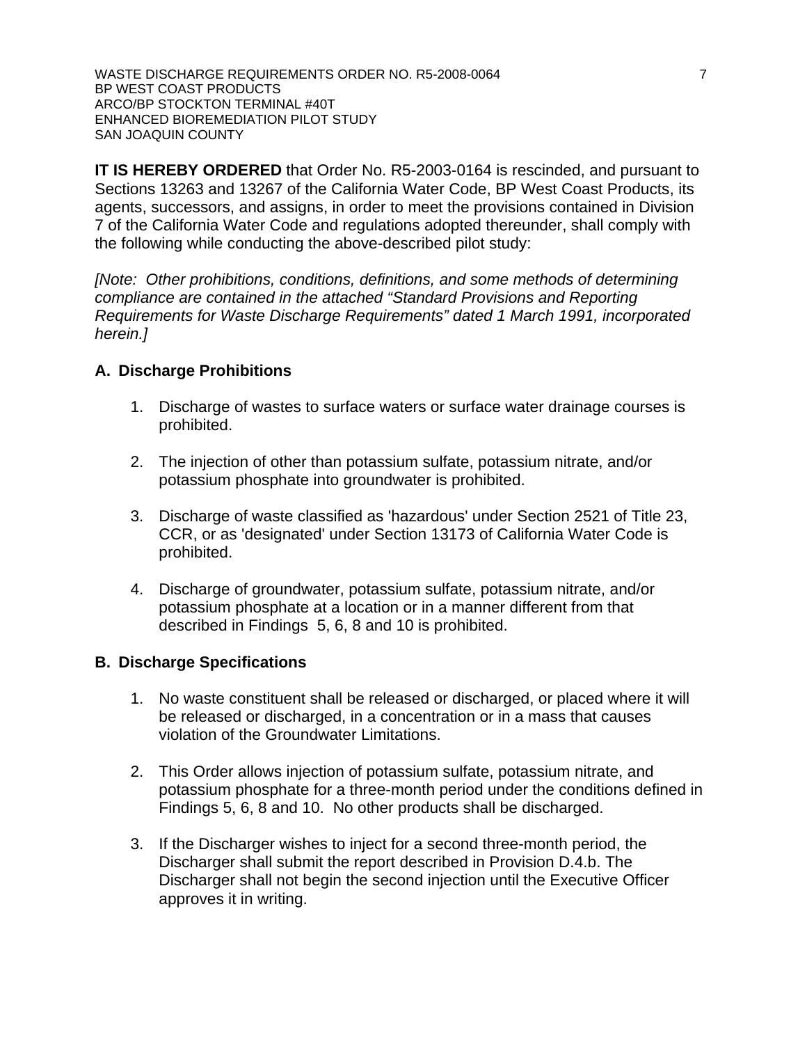**IT IS HEREBY ORDERED** that Order No. R5-2003-0164 is rescinded, and pursuant to Sections 13263 and 13267 of the California Water Code, BP West Coast Products, its agents, successors, and assigns, in order to meet the provisions contained in Division 7 of the California Water Code and regulations adopted thereunder, shall comply with the following while conducting the above-described pilot study:

*[Note: Other prohibitions, conditions, definitions, and some methods of determining compliance are contained in the attached "Standard Provisions and Reporting Requirements for Waste Discharge Requirements" dated 1 March 1991, incorporated herein.]*

## A. Discharge Prohibitions

1. Discharge of wastes to surface waters or surface water drainage courses is prohibited.

2. The injection of other than potassium sulfate, potassium nitrate, and/or potassium phosphate into groundwater is prohibited.

3. Discharge of waste classified as 'hazardous' under Section 2521 of Title 23, CCR, or as 'designated' under Section 13173 of California Water Code is prohibited.

4. Discharge of groundwater, potassium sulfate, potassium nitrate, and/or potassium phosphate at a location or in a manner different from that described in Findings 5, 6, 8 and 10 is prohibited.

## B. Discharge Specifications

1. No waste constituent shall be released or discharged, or placed where it will be released or discharged, in a concentration or in a mass that causes violation of the Groundwater Limitations.

2. This Order allows injection of potassium sulfate, potassium nitrate, and potassium phosphate for a three-month period under the conditions defined in Findings 5, 6, 8 and 10. No other products shall be discharged.

3. If the Discharger wishes to inject for a second three-month period, the Discharger shall submit the report described in Provision D.4.b. The Discharger shall not begin the second injection until the Executive Officer approves it in writing.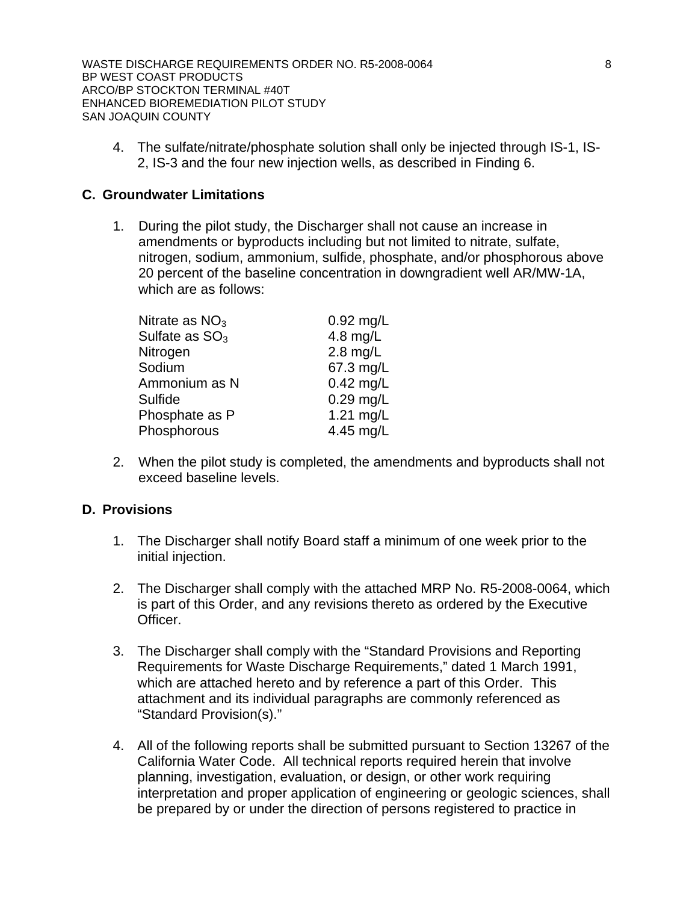4. The sulfate/nitrate/phosphate solution shall only be injected through IS-1, IS-2, IS-3 and the four new injection wells, as described in Finding 6.

## C. Groundwater Limitations

1. During the pilot study, the Discharger shall not cause an increase in amendments or byproducts including but not limited to nitrate, sulfate, nitrogen, sodium, ammonium, sulfide, phosphate, and/or phosphorous above 20 percent of the baseline concentration in downgradient well AR/MW-1A, which are as follows:

| | |
|---|---|
| Nitrate as $NO_3$ | 0.92 mg/L |
| Sulfate as $SO_3$ | 4.8 mg/L |
| Nitrogen | 2.8 mg/L |
| Sodium | 67.3 mg/L |
| Ammonium as N | 0.42 mg/L |
| Sulfide | 0.29 mg/L |
| Phosphate as P | 1.21 mg/L |
| Phosphorous | 4.45 mg/L |

2. When the pilot study is completed, the amendments and byproducts shall not exceed baseline levels.

## D. Provisions

1. The Discharger shall notify Board staff a minimum of one week prior to the initial injection.

2. The Discharger shall comply with the attached MRP No. R5-2008-0064, which is part of this Order, and any revisions thereto as ordered by the Executive Officer.

3. The Discharger shall comply with the "Standard Provisions and Reporting Requirements for Waste Discharge Requirements," dated 1 March 1991, which are attached hereto and by reference a part of this Order. This attachment and its individual paragraphs are commonly referenced as "Standard Provision(s)."

4. All of the following reports shall be submitted pursuant to Section 13267 of the California Water Code. All technical reports required herein that involve planning, investigation, evaluation, or design, or other work requiring interpretation and proper application of engineering or geologic sciences, shall be prepared by or under the direction of persons registered to practice in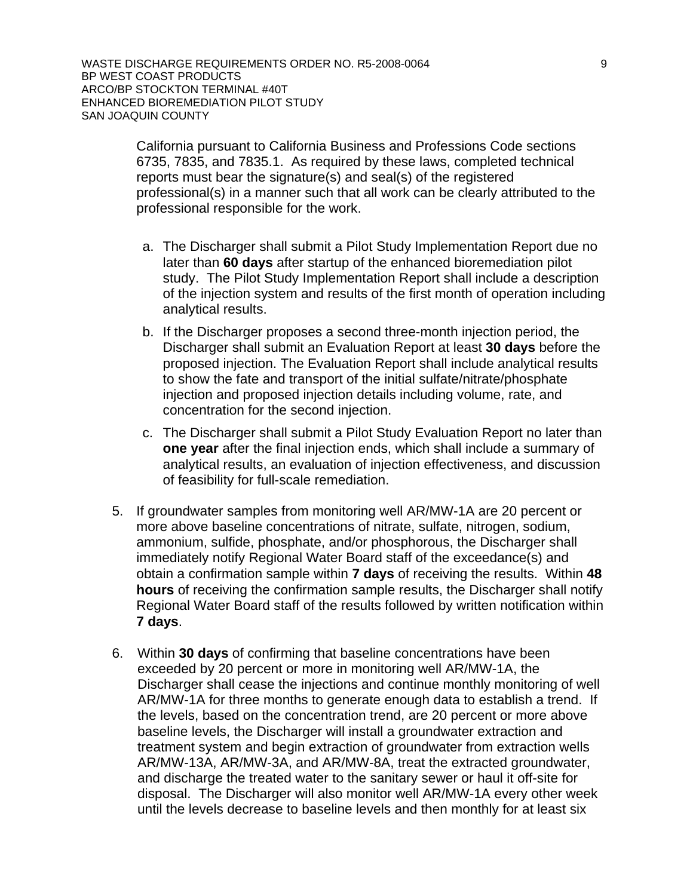California pursuant to California Business and Professions Code sections 6735, 7835, and 7835.1. As required by these laws, completed technical reports must bear the signature(s) and seal(s) of the registered professional(s) in a manner such that all work can be clearly attributed to the professional responsible for the work.

a. The Discharger shall submit a Pilot Study Implementation Report due no later than **60 days** after startup of the enhanced bioremediation pilot study. The Pilot Study Implementation Report shall include a description of the injection system and results of the first month of operation including analytical results.

b. If the Discharger proposes a second three-month injection period, the Discharger shall submit an Evaluation Report at least **30 days** before the proposed injection. The Evaluation Report shall include analytical results to show the fate and transport of the initial sulfate/nitrate/phosphate injection and proposed injection details including volume, rate, and concentration for the second injection.

c. The Discharger shall submit a Pilot Study Evaluation Report no later than **one year** after the final injection ends, which shall include a summary of analytical results, an evaluation of injection effectiveness, and discussion of feasibility for full-scale remediation.

5. If groundwater samples from monitoring well AR/MW-1A are 20 percent or more above baseline concentrations of nitrate, sulfate, nitrogen, sodium, ammonium, sulfide, phosphate, and/or phosphorous, the Discharger shall immediately notify Regional Water Board staff of the exceedance(s) and obtain a confirmation sample within **7 days** of receiving the results. Within **48 hours** of receiving the confirmation sample results, the Discharger shall notify Regional Water Board staff of the results followed by written notification within **7 days**.

6. Within **30 days** of confirming that baseline concentrations have been exceeded by 20 percent or more in monitoring well AR/MW-1A, the Discharger shall cease the injections and continue monthly monitoring of well AR/MW-1A for three months to generate enough data to establish a trend. If the levels, based on the concentration trend, are 20 percent or more above baseline levels, the Discharger will install a groundwater extraction and treatment system and begin extraction of groundwater from extraction wells AR/MW-13A, AR/MW-3A, and AR/MW-8A, treat the extracted groundwater, and discharge the treated water to the sanitary sewer or haul it off-site for disposal. The Discharger will also monitor well AR/MW-1A every other week until the levels decrease to baseline levels and then monthly for at least six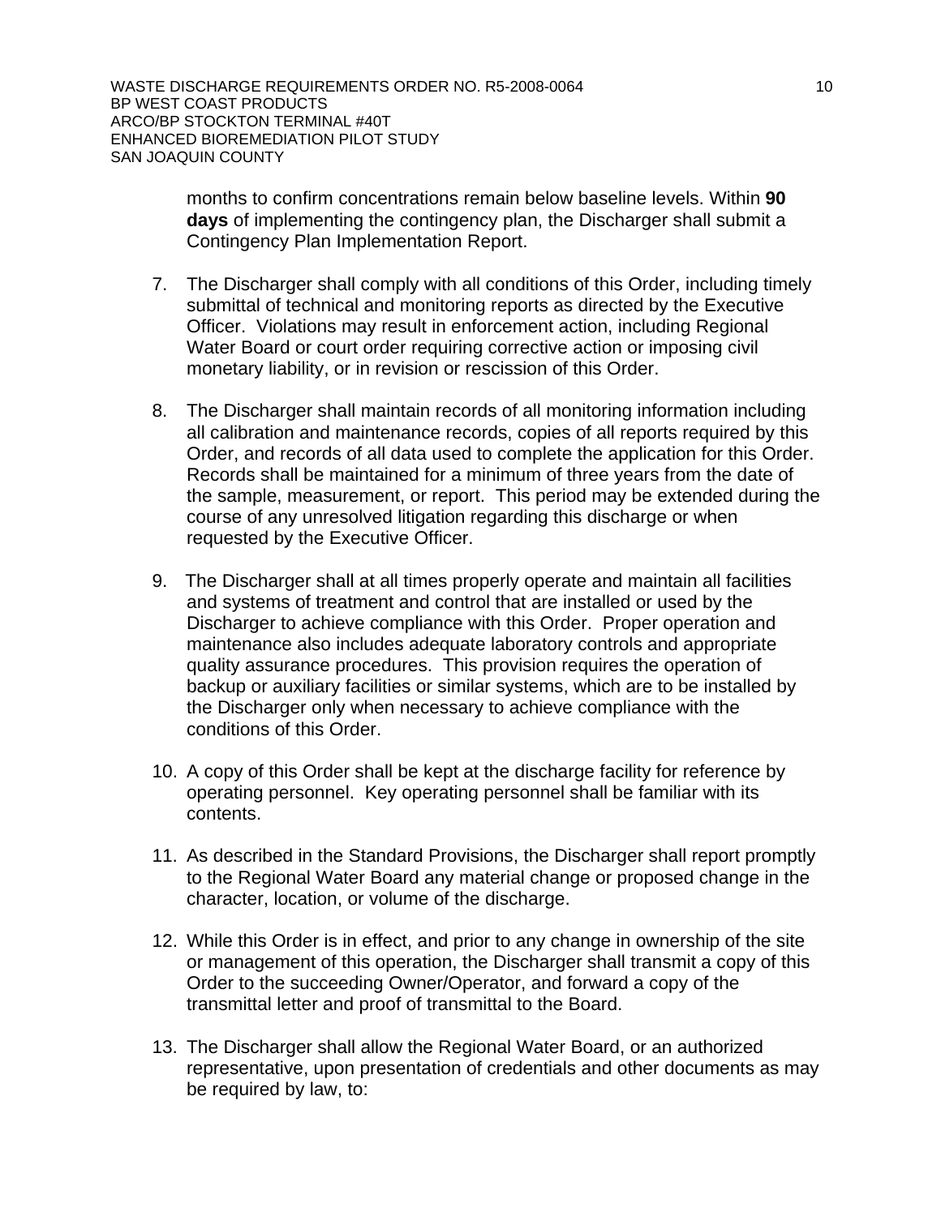months to confirm concentrations remain below baseline levels. Within **90 days** of implementing the contingency plan, the Discharger shall submit a Contingency Plan Implementation Report.

7. The Discharger shall comply with all conditions of this Order, including timely submittal of technical and monitoring reports as directed by the Executive Officer. Violations may result in enforcement action, including Regional Water Board or court order requiring corrective action or imposing civil monetary liability, or in revision or rescission of this Order.

8. The Discharger shall maintain records of all monitoring information including all calibration and maintenance records, copies of all reports required by this Order, and records of all data used to complete the application for this Order. Records shall be maintained for a minimum of three years from the date of the sample, measurement, or report. This period may be extended during the course of any unresolved litigation regarding this discharge or when requested by the Executive Officer.

9. The Discharger shall at all times properly operate and maintain all facilities and systems of treatment and control that are installed or used by the Discharger to achieve compliance with this Order. Proper operation and maintenance also includes adequate laboratory controls and appropriate quality assurance procedures. This provision requires the operation of backup or auxiliary facilities or similar systems, which are to be installed by the Discharger only when necessary to achieve compliance with the conditions of this Order.

10. A copy of this Order shall be kept at the discharge facility for reference by operating personnel. Key operating personnel shall be familiar with its contents.

11. As described in the Standard Provisions, the Discharger shall report promptly to the Regional Water Board any material change or proposed change in the character, location, or volume of the discharge.

12. While this Order is in effect, and prior to any change in ownership of the site or management of this operation, the Discharger shall transmit a copy of this Order to the succeeding Owner/Operator, and forward a copy of the transmittal letter and proof of transmittal to the Board.

13. The Discharger shall allow the Regional Water Board, or an authorized representative, upon presentation of credentials and other documents as may be required by law, to: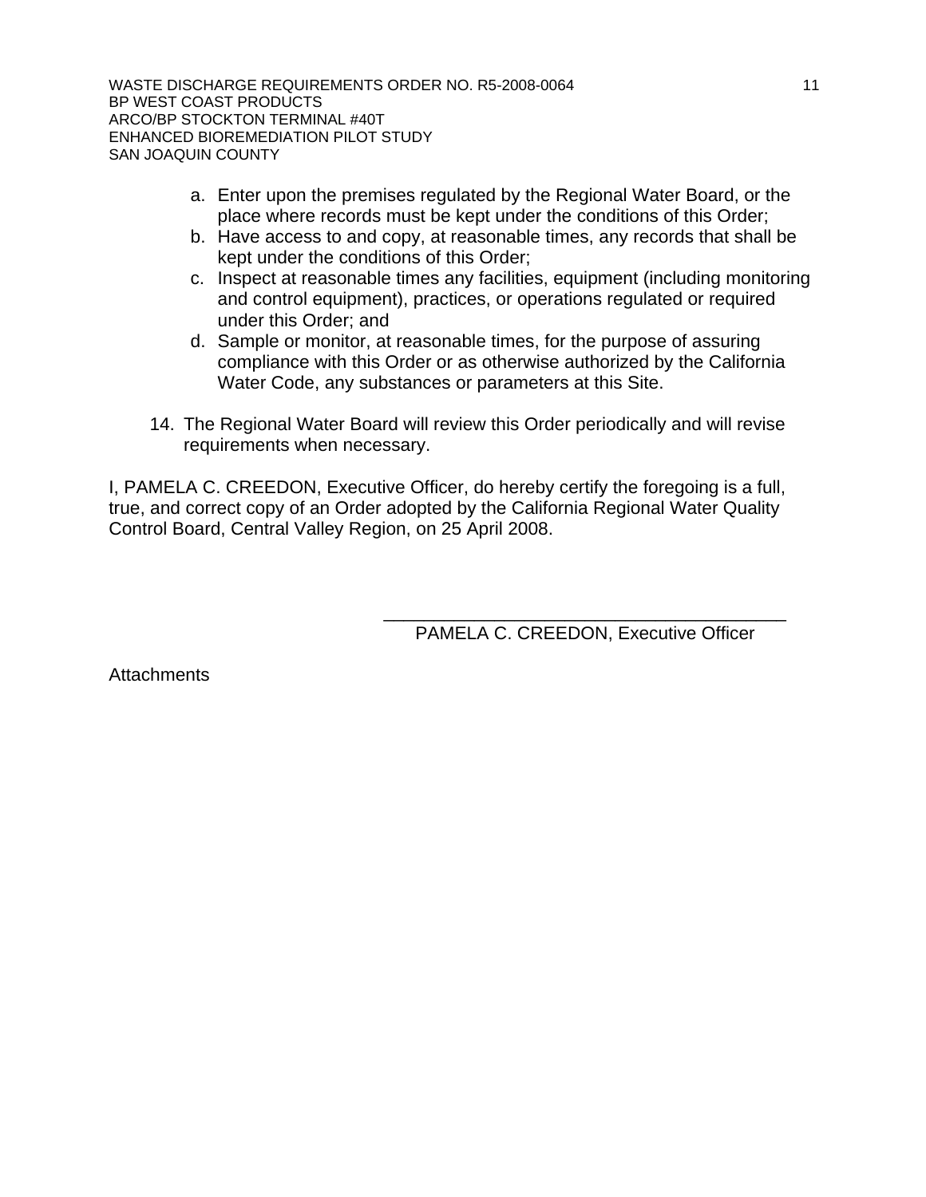a. Enter upon the premises regulated by the Regional Water Board, or the place where records must be kept under the conditions of this Order;
b. Have access to and copy, at reasonable times, any records that shall be kept under the conditions of this Order;
c. Inspect at reasonable times any facilities, equipment (including monitoring and control equipment), practices, or operations regulated or required under this Order; and
d. Sample or monitor, at reasonable times, for the purpose of assuring compliance with this Order or as otherwise authorized by the California Water Code, any substances or parameters at this Site.

14. The Regional Water Board will review this Order periodically and will revise requirements when necessary.

I, PAMELA C. CREEDON, Executive Officer, do hereby certify the foregoing is a full, true, and correct copy of an Order adopted by the California Regional Water Quality Control Board, Central Valley Region, on 25 April 2008.

\_\_\_\_\_\_\_\_\_\_\_\_\_\_\_\_\_\_\_\_\_\_\_\_\_\_\_\_\_\_\_\_\_\_\_\_\_\_\_\_

PAMELA C. CREEDON, Executive Officer

Attachments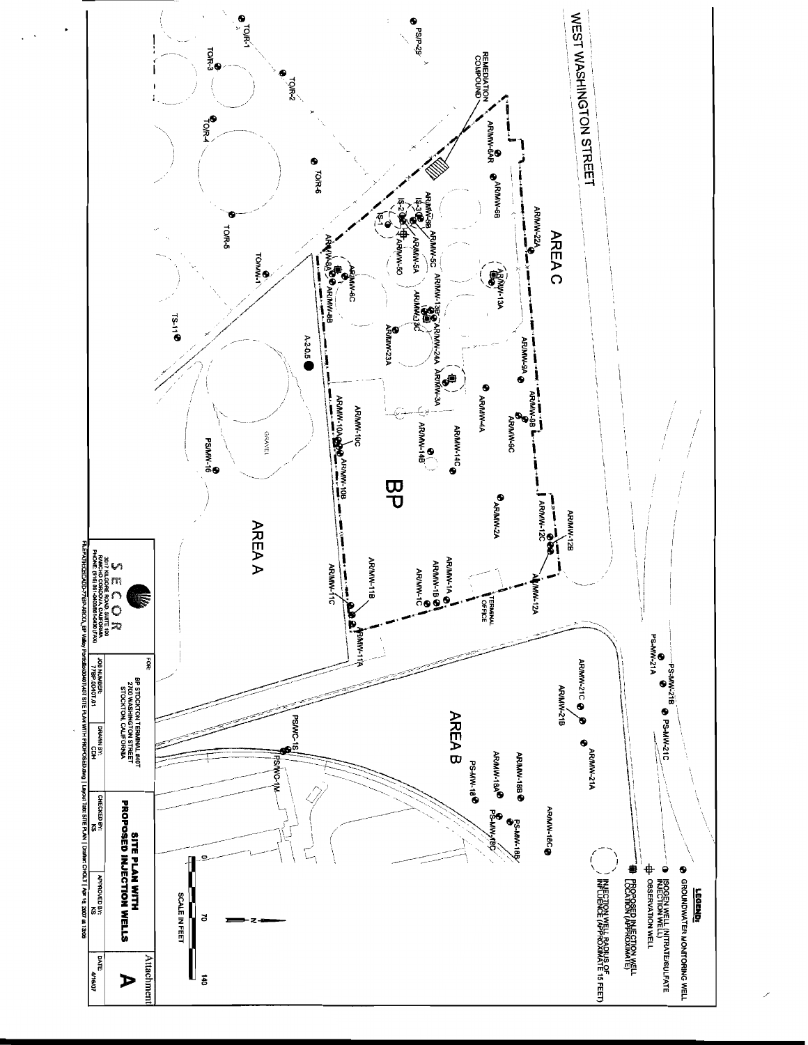WEST WASHINGTON STREET

AREA C

BP

AREA A

AREA B

REMEDIATION COMPOUND

TERMINAL OFFICE

GRAVEL

AR/MW-22A
AR/MW-6AR
AR/MW-6B
AR/MW-5B
IS-3
IS-2
IS-1
AR/MW-5C
AR/MW-5A
AR/MW-5D
AR/MW-13A
AR/MW-13B
AR/MW-13C
AR/MW-24A
AR/MW-3A
AR/MW-23A
AR/MW-8A
AR/MW-6C
AR/MW-8B
AR/MW-9A
AR/MW-9B
AR/MW-9C
AR/MW-4A
AR/MW-14C
AR/MW-14B
AR/MW-10C
AR/MW-10A
AR/MW-10B
AR/MW-2A
AR/MW-12C
AR/MW-12B
AR/MW-12A
AR/MW-1A
AR/MW-1B
AR/MW-1C
AR/MW-11B
AR/MW-11C
AR/MW-11A
A-2-0.5
TS-11
TO/MW-1
TO/R-1
TO/R-2
TO/R-3
TO/R-4
TO/R-5
TO/R-6
PS/P-29
PS/MW-16
PS-MW-21A
PS-MW-21B
PS-MW-21C
AR/MW-21C
AR/MW-21B
AR/MW-21A
AR/MW-18C
AR/MW-18B
AR/MW-18A
PS-MW-18
PS-MW-18B
PS-MW-18C
PS/WC-1S
PS/WC-1M

**LEGEND:**

- GROUNDWATER MONITORING WELL
- ISOGEN WELL (NITRATE/SULFATE INJECTION WELL)
- OBSERVATION WELL
- PROPOSED INJECTION WELL LOCATION (APPROXIMATE)
- INJECTION WELL RADIUS OF INFLUENCE (APPROXIMATE 15 FEET)

SCALE IN FEET: 0 — 70 — 140

N

SECOR
3017 KILGORE ROAD, SUITE 100
RANCHO CORDOVA, CALIFORNIA
PHONE: (916) 861-0400/861-0430 (FAX)

FOR: BP STOCKTON TERMINAL #40T
2700 WASHINGTON STREET
STOCKTON, CALIFORNIA

**SITE PLAN WITH PROPOSED INJECTION WELLS**

Attachment **A**

| JOB NUMBER: | DRAWN BY: | CHECKED BY: | APPROVED BY: | DATE: |
|---|---|---|---|---|
| 77BP.00401.01 | CDH | KS | KS | 4/16/07 |

FILEPATH: O:\CAD\0-77\BP-ARCO\_BP Valley Portfolio\0040T\40T SITE PLAN WITH PROPOSED.dwg | Layout Tab: SITE PLAN | Drafter: CHOLT | Apr 16, 2007 at 13:06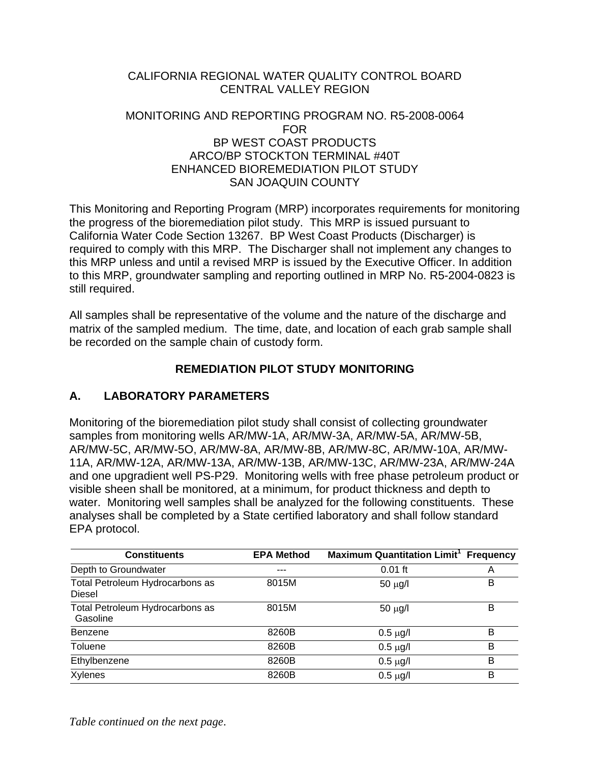CALIFORNIA REGIONAL WATER QUALITY CONTROL BOARD
CENTRAL VALLEY REGION

MONITORING AND REPORTING PROGRAM NO. R5-2008-0064
FOR
BP WEST COAST PRODUCTS
ARCO/BP STOCKTON TERMINAL #40T
ENHANCED BIOREMEDIATION PILOT STUDY
SAN JOAQUIN COUNTY

This Monitoring and Reporting Program (MRP) incorporates requirements for monitoring the progress of the bioremediation pilot study. This MRP is issued pursuant to California Water Code Section 13267. BP West Coast Products (Discharger) is required to comply with this MRP. The Discharger shall not implement any changes to this MRP unless and until a revised MRP is issued by the Executive Officer. In addition to this MRP, groundwater sampling and reporting outlined in MRP No. R5-2004-0823 is still required.

All samples shall be representative of the volume and the nature of the discharge and matrix of the sampled medium. The time, date, and location of each grab sample shall be recorded on the sample chain of custody form.

## REMEDIATION PILOT STUDY MONITORING

## A. LABORATORY PARAMETERS

Monitoring of the bioremediation pilot study shall consist of collecting groundwater samples from monitoring wells AR/MW-1A, AR/MW-3A, AR/MW-5A, AR/MW-5B, AR/MW-5C, AR/MW-5O, AR/MW-8A, AR/MW-8B, AR/MW-8C, AR/MW-10A, AR/MW-11A, AR/MW-12A, AR/MW-13A, AR/MW-13B, AR/MW-13C, AR/MW-23A, AR/MW-24A and one upgradient well PS-P29. Monitoring wells with free phase petroleum product or visible sheen shall be monitored, at a minimum, for product thickness and depth to water. Monitoring well samples shall be analyzed for the following constituents. These analyses shall be completed by a State certified laboratory and shall follow standard EPA protocol.

| Constituents | EPA Method | Maximum Quantitation Limit[1] | Frequency |
|---|---|---|---|
| Depth to Groundwater | --- | 0.01 ft | A |
| Total Petroleum Hydrocarbons as Diesel | 8015M | 50 μg/l | B |
| Total Petroleum Hydrocarbons as Gasoline | 8015M | 50 μg/l | B |
| Benzene | 8260B | 0.5 μg/l | B |
| Toluene | 8260B | 0.5 μg/l | B |
| Ethylbenzene | 8260B | 0.5 μg/l | B |
| Xylenes | 8260B | 0.5 μg/l | B |

*Table continued on the next page.*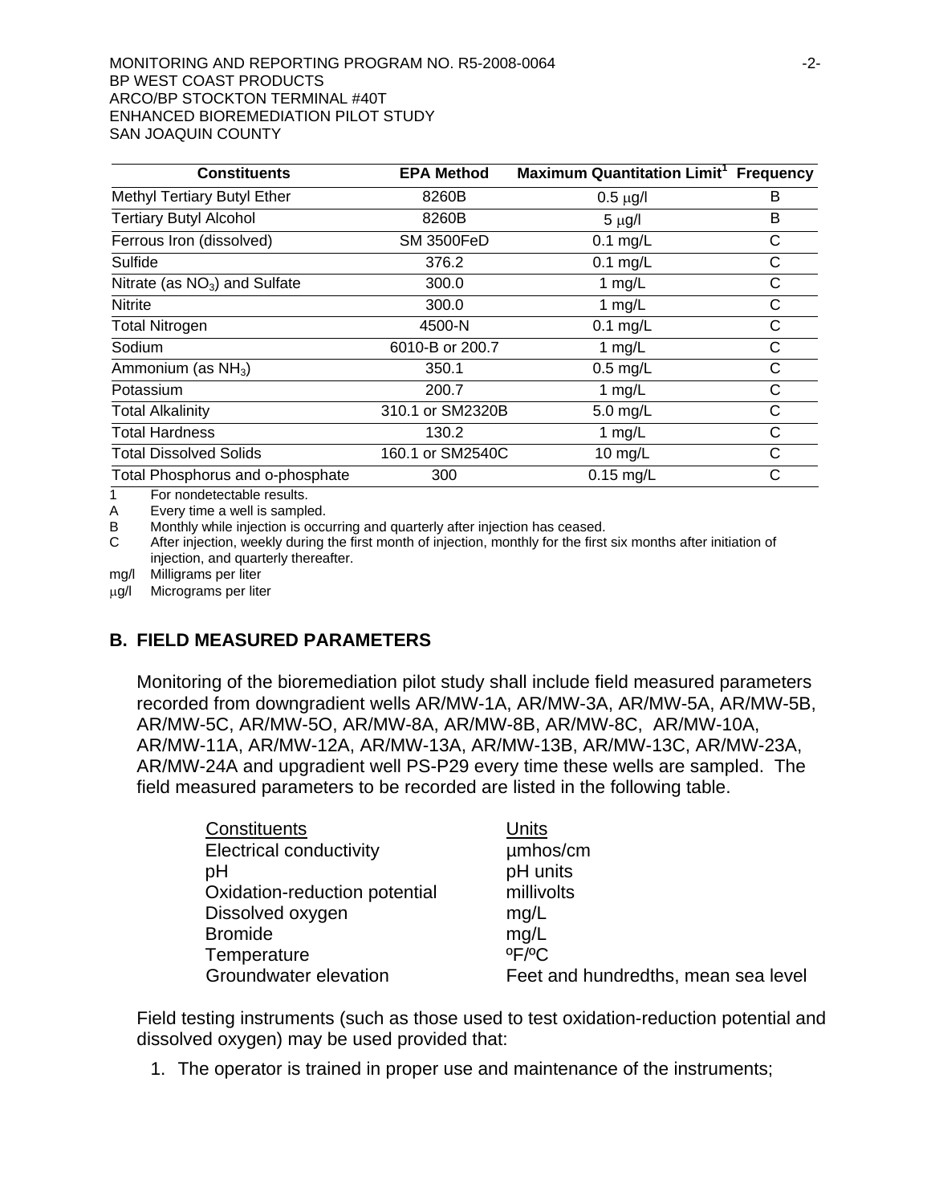| Constituents | EPA Method | Maximum Quantitation Limit[1] | Frequency |
|---|---|---|---|
| Methyl Tertiary Butyl Ether | 8260B | 0.5 μg/l | B |
| Tertiary Butyl Alcohol | 8260B | 5 μg/l | B |
| Ferrous Iron (dissolved) | SM 3500FeD | 0.1 mg/L | C |
| Sulfide | 376.2 | 0.1 mg/L | C |
| Nitrate (as $NO_3$) and Sulfate | 300.0 | 1 mg/L | C |
| Nitrite | 300.0 | 1 mg/L | C |
| Total Nitrogen | 4500-N | 0.1 mg/L | C |
| Sodium | 6010-B or 200.7 | 1 mg/L | C |
| Ammonium (as $NH_3$) | 350.1 | 0.5 mg/L | C |
| Potassium | 200.7 | 1 mg/L | C |
| Total Alkalinity | 310.1 or SM2320B | 5.0 mg/L | C |
| Total Hardness | 130.2 | 1 mg/L | C |
| Total Dissolved Solids | 160.1 or SM2540C | 10 mg/L | C |
| Total Phosphorus and o-phosphate | 300 | 0.15 mg/L | C |

1 For nondetectable results.

A Every time a well is sampled.

B Monthly while injection is occurring and quarterly after injection has ceased.

C After injection, weekly during the first month of injection, monthly for the first six months after initiation of injection, and quarterly thereafter.

mg/l Milligrams per liter

μg/l Micrograms per liter

## B. FIELD MEASURED PARAMETERS

Monitoring of the bioremediation pilot study shall include field measured parameters recorded from downgradient wells AR/MW-1A, AR/MW-3A, AR/MW-5A, AR/MW-5B, AR/MW-5C, AR/MW-5O, AR/MW-8A, AR/MW-8B, AR/MW-8C, AR/MW-10A, AR/MW-11A, AR/MW-12A, AR/MW-13A, AR/MW-13B, AR/MW-13C, AR/MW-23A, AR/MW-24A and upgradient well PS-P29 every time these wells are sampled. The field measured parameters to be recorded are listed in the following table.

| Constituents | Units |
|---|---|
| Electrical conductivity | µmhos/cm |
| pH | pH units |
| Oxidation-reduction potential | millivolts |
| Dissolved oxygen | mg/L |
| Bromide | mg/L |
| Temperature | ºF/ºC |
| Groundwater elevation | Feet and hundredths, mean sea level |

Field testing instruments (such as those used to test oxidation-reduction potential and dissolved oxygen) may be used provided that:

1. The operator is trained in proper use and maintenance of the instruments;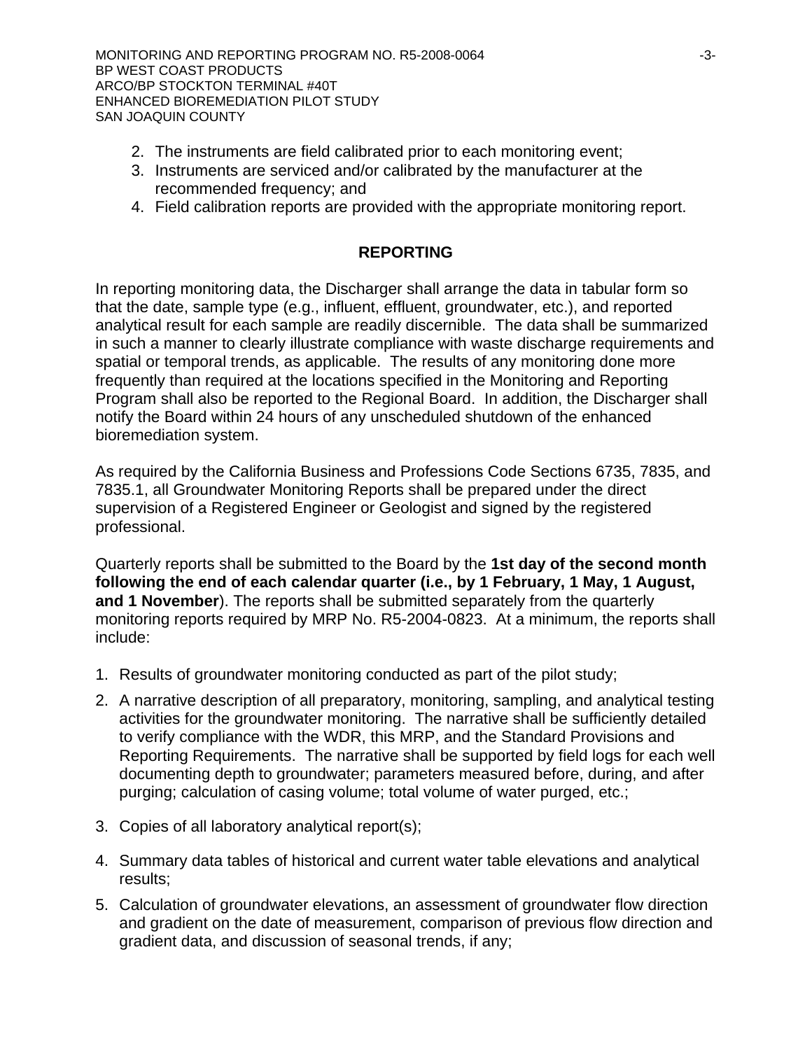2. The instruments are field calibrated prior to each monitoring event;
3. Instruments are serviced and/or calibrated by the manufacturer at the recommended frequency; and
4. Field calibration reports are provided with the appropriate monitoring report.

## REPORTING

In reporting monitoring data, the Discharger shall arrange the data in tabular form so that the date, sample type (e.g., influent, effluent, groundwater, etc.), and reported analytical result for each sample are readily discernible. The data shall be summarized in such a manner to clearly illustrate compliance with waste discharge requirements and spatial or temporal trends, as applicable. The results of any monitoring done more frequently than required at the locations specified in the Monitoring and Reporting Program shall also be reported to the Regional Board. In addition, the Discharger shall notify the Board within 24 hours of any unscheduled shutdown of the enhanced bioremediation system.

As required by the California Business and Professions Code Sections 6735, 7835, and 7835.1, all Groundwater Monitoring Reports shall be prepared under the direct supervision of a Registered Engineer or Geologist and signed by the registered professional.

Quarterly reports shall be submitted to the Board by the **1st day of the second month following the end of each calendar quarter (i.e., by 1 February, 1 May, 1 August, and 1 November**). The reports shall be submitted separately from the quarterly monitoring reports required by MRP No. R5-2004-0823. At a minimum, the reports shall include:

1. Results of groundwater monitoring conducted as part of the pilot study;
2. A narrative description of all preparatory, monitoring, sampling, and analytical testing activities for the groundwater monitoring. The narrative shall be sufficiently detailed to verify compliance with the WDR, this MRP, and the Standard Provisions and Reporting Requirements. The narrative shall be supported by field logs for each well documenting depth to groundwater; parameters measured before, during, and after purging; calculation of casing volume; total volume of water purged, etc.;
3. Copies of all laboratory analytical report(s);
4. Summary data tables of historical and current water table elevations and analytical results;
5. Calculation of groundwater elevations, an assessment of groundwater flow direction and gradient on the date of measurement, comparison of previous flow direction and gradient data, and discussion of seasonal trends, if any;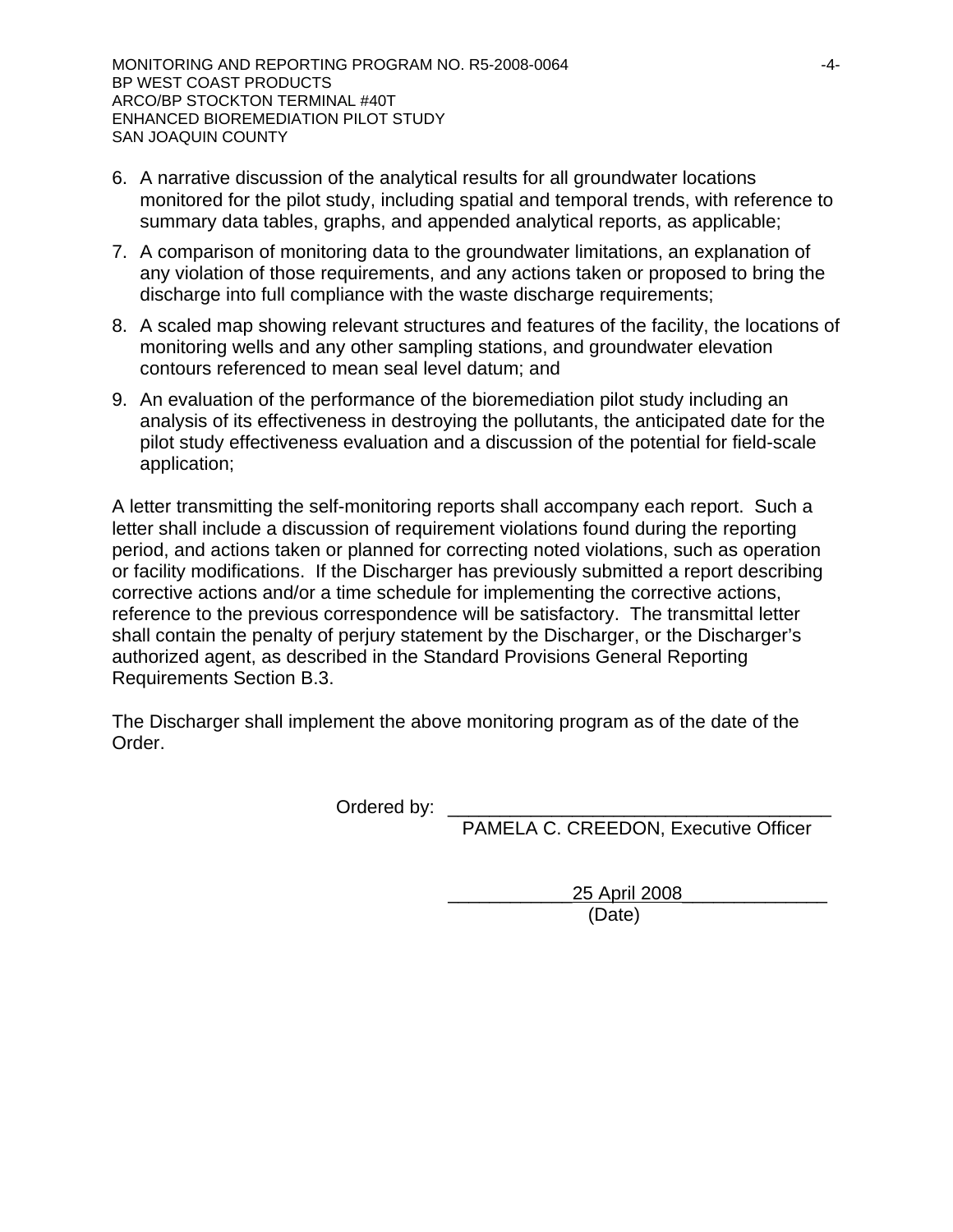6. A narrative discussion of the analytical results for all groundwater locations monitored for the pilot study, including spatial and temporal trends, with reference to summary data tables, graphs, and appended analytical reports, as applicable;
7. A comparison of monitoring data to the groundwater limitations, an explanation of any violation of those requirements, and any actions taken or proposed to bring the discharge into full compliance with the waste discharge requirements;
8. A scaled map showing relevant structures and features of the facility, the locations of monitoring wells and any other sampling stations, and groundwater elevation contours referenced to mean seal level datum; and
9. An evaluation of the performance of the bioremediation pilot study including an analysis of its effectiveness in destroying the pollutants, the anticipated date for the pilot study effectiveness evaluation and a discussion of the potential for field-scale application;

A letter transmitting the self-monitoring reports shall accompany each report. Such a letter shall include a discussion of requirement violations found during the reporting period, and actions taken or planned for correcting noted violations, such as operation or facility modifications. If the Discharger has previously submitted a report describing corrective actions and/or a time schedule for implementing the corrective actions, reference to the previous correspondence will be satisfactory. The transmittal letter shall contain the penalty of perjury statement by the Discharger, or the Discharger's authorized agent, as described in the Standard Provisions General Reporting Requirements Section B.3.

The Discharger shall implement the above monitoring program as of the date of the Order.

Ordered by: ____________________________________
PAMELA C. CREEDON, Executive Officer

____________25 April 2008______________
(Date)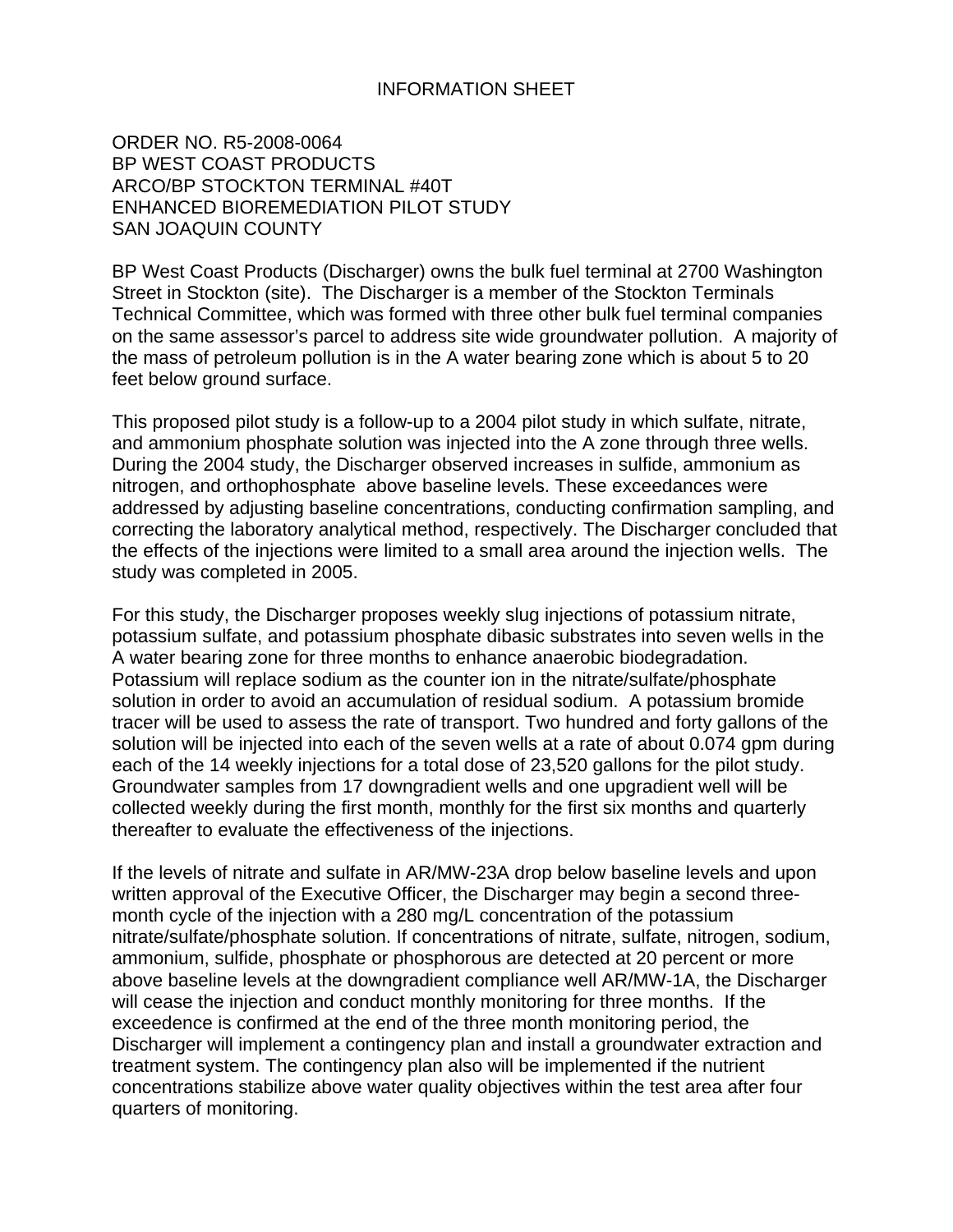# INFORMATION SHEET

ORDER NO. R5-2008-0064
BP WEST COAST PRODUCTS
ARCO/BP STOCKTON TERMINAL #40T
ENHANCED BIOREMEDIATION PILOT STUDY
SAN JOAQUIN COUNTY

BP West Coast Products (Discharger) owns the bulk fuel terminal at 2700 Washington Street in Stockton (site). The Discharger is a member of the Stockton Terminals Technical Committee, which was formed with three other bulk fuel terminal companies on the same assessor's parcel to address site wide groundwater pollution. A majority of the mass of petroleum pollution is in the A water bearing zone which is about 5 to 20 feet below ground surface.

This proposed pilot study is a follow-up to a 2004 pilot study in which sulfate, nitrate, and ammonium phosphate solution was injected into the A zone through three wells. During the 2004 study, the Discharger observed increases in sulfide, ammonium as nitrogen, and orthophosphate above baseline levels. These exceedances were addressed by adjusting baseline concentrations, conducting confirmation sampling, and correcting the laboratory analytical method, respectively. The Discharger concluded that the effects of the injections were limited to a small area around the injection wells. The study was completed in 2005.

For this study, the Discharger proposes weekly slug injections of potassium nitrate, potassium sulfate, and potassium phosphate dibasic substrates into seven wells in the A water bearing zone for three months to enhance anaerobic biodegradation. Potassium will replace sodium as the counter ion in the nitrate/sulfate/phosphate solution in order to avoid an accumulation of residual sodium. A potassium bromide tracer will be used to assess the rate of transport. Two hundred and forty gallons of the solution will be injected into each of the seven wells at a rate of about 0.074 gpm during each of the 14 weekly injections for a total dose of 23,520 gallons for the pilot study. Groundwater samples from 17 downgradient wells and one upgradient well will be collected weekly during the first month, monthly for the first six months and quarterly thereafter to evaluate the effectiveness of the injections.

If the levels of nitrate and sulfate in AR/MW-23A drop below baseline levels and upon written approval of the Executive Officer, the Discharger may begin a second three-month cycle of the injection with a 280 mg/L concentration of the potassium nitrate/sulfate/phosphate solution. If concentrations of nitrate, sulfate, nitrogen, sodium, ammonium, sulfide, phosphate or phosphorous are detected at 20 percent or more above baseline levels at the downgradient compliance well AR/MW-1A, the Discharger will cease the injection and conduct monthly monitoring for three months. If the exceedence is confirmed at the end of the three month monitoring period, the Discharger will implement a contingency plan and install a groundwater extraction and treatment system. The contingency plan also will be implemented if the nutrient concentrations stabilize above water quality objectives within the test area after four quarters of monitoring.